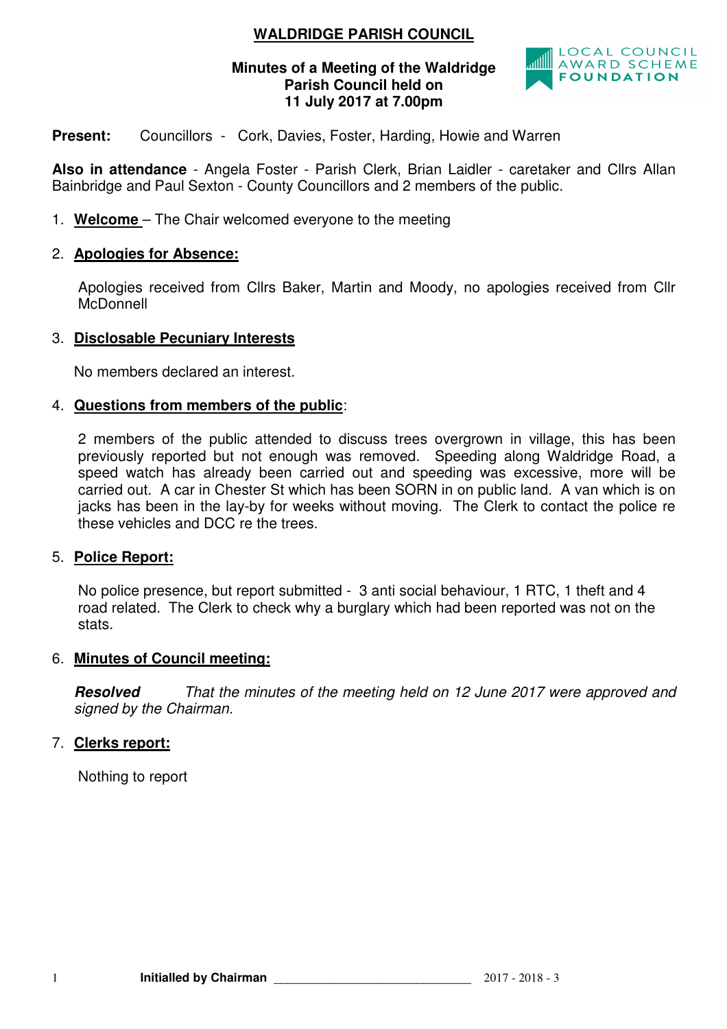# WALDRIDGE PARISH COUNCIL

**Minutes of a Meeting of the Waldridge Parish Council held on 11 July 2017 at 7.00pm**

LOCAL COUNCIL AWARD SCHEME FOUNDATION

**Present:** Councillors - Cork, Davies, Foster, Harding, Howie and Warren

**Also in attendance** - Angela Foster - Parish Clerk, Brian Laidler - caretaker and Cllrs Allan Bainbridge and Paul Sexton - County Councillors and 2 members of the public.

1. **Welcome** – The Chair welcomed everyone to the meeting

2. **Apologies for Absence:**

   Apologies received from Cllrs Baker, Martin and Moody, no apologies received from Cllr McDonnell

3. **Disclosable Pecuniary Interests**

   No members declared an interest.

4. **Questions from members of the public**:

   2 members of the public attended to discuss trees overgrown in village, this has been previously reported but not enough was removed. Speeding along Waldridge Road, a speed watch has already been carried out and speeding was excessive, more will be carried out. A car in Chester St which has been SORN in on public land. A van which is on jacks has been in the lay-by for weeks without moving. The Clerk to contact the police re these vehicles and DCC re the trees.

5. **Police Report:**

   No police presence, but report submitted - 3 anti social behaviour, 1 RTC, 1 theft and 4 road related. The Clerk to check why a burglary which had been reported was not on the stats.

6. **Minutes of Council meeting:**

   ***Resolved*** *That the minutes of the meeting held on 12 June 2017 were approved and signed by the Chairman.*

7. **Clerks report:**

   Nothing to report

**Initialled by Chairman** ______________________________ 2017 - 2018 - 3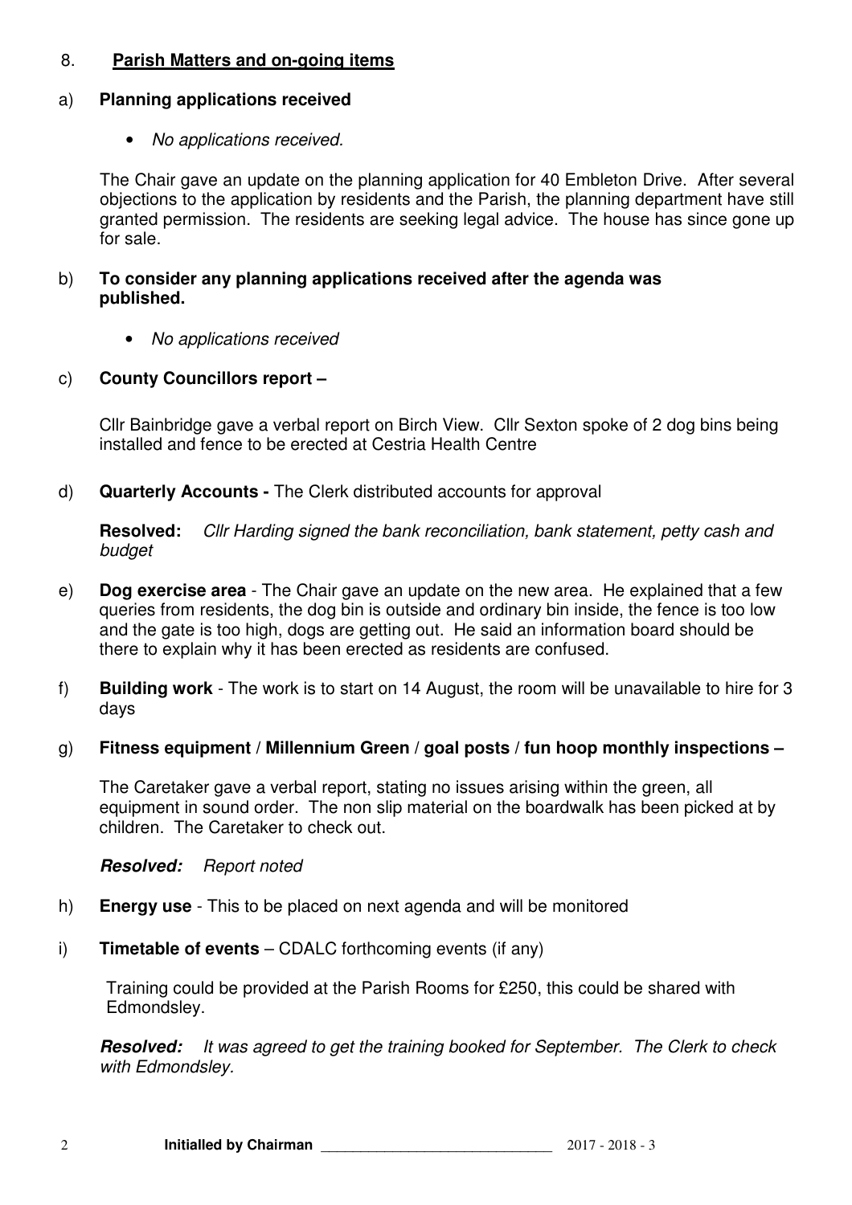## 8. **Parish Matters and on-going items**

a) **Planning applications received**

- *No applications received.*

The Chair gave an update on the planning application for 40 Embleton Drive. After several objections to the application by residents and the Parish, the planning department have still granted permission. The residents are seeking legal advice. The house has since gone up for sale.

b) **To consider any planning applications received after the agenda was published.**

- *No applications received*

c) **County Councillors report –**

Cllr Bainbridge gave a verbal report on Birch View. Cllr Sexton spoke of 2 dog bins being installed and fence to be erected at Cestria Health Centre

d) **Quarterly Accounts -** The Clerk distributed accounts for approval

**Resolved:** *Cllr Harding signed the bank reconciliation, bank statement, petty cash and budget*

e) **Dog exercise area** - The Chair gave an update on the new area. He explained that a few queries from residents, the dog bin is outside and ordinary bin inside, the fence is too low and the gate is too high, dogs are getting out. He said an information board should be there to explain why it has been erected as residents are confused.

f) **Building work** - The work is to start on 14 August, the room will be unavailable to hire for 3 days

g) **Fitness equipment / Millennium Green / goal posts / fun hoop monthly inspections –**

The Caretaker gave a verbal report, stating no issues arising within the green, all equipment in sound order. The non slip material on the boardwalk has been picked at by children. The Caretaker to check out.

***Resolved:*** *Report noted*

h) **Energy use** - This to be placed on next agenda and will be monitored

i) **Timetable of events** – CDALC forthcoming events (if any)

Training could be provided at the Parish Rooms for £250, this could be shared with Edmondsley.

***Resolved:*** *It was agreed to get the training booked for September. The Clerk to check with Edmondsley.*

**Initialled by Chairman** ______________________________ 2017 - 2018 - 3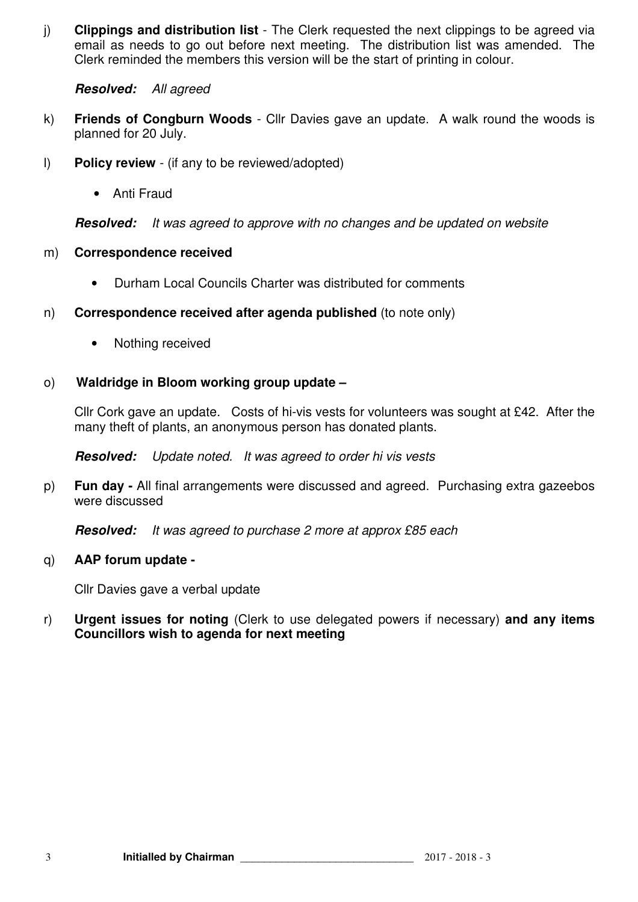j) **Clippings and distribution list** - The Clerk requested the next clippings to be agreed via email as needs to go out before next meeting. The distribution list was amended. The Clerk reminded the members this version will be the start of printing in colour.

***Resolved:*** *All agreed*

k) **Friends of Congburn Woods** - Cllr Davies gave an update. A walk round the woods is planned for 20 July.

l) **Policy review** - (if any to be reviewed/adopted)

- Anti Fraud

***Resolved:*** *It was agreed to approve with no changes and be updated on website*

m) **Correspondence received**

- Durham Local Councils Charter was distributed for comments

n) **Correspondence received after agenda published** (to note only)

- Nothing received

o) **Waldridge in Bloom working group update –**

Cllr Cork gave an update. Costs of hi-vis vests for volunteers was sought at £42. After the many theft of plants, an anonymous person has donated plants.

***Resolved:*** *Update noted. It was agreed to order hi vis vests*

p) **Fun day -** All final arrangements were discussed and agreed. Purchasing extra gazeebos were discussed

***Resolved:*** *It was agreed to purchase 2 more at approx £85 each*

q) **AAP forum update -**

Cllr Davies gave a verbal update

r) **Urgent issues for noting** (Clerk to use delegated powers if necessary) **and any items Councillors wish to agenda for next meeting**

**Initialled by Chairman** ______________________________ 2017 - 2018 - 3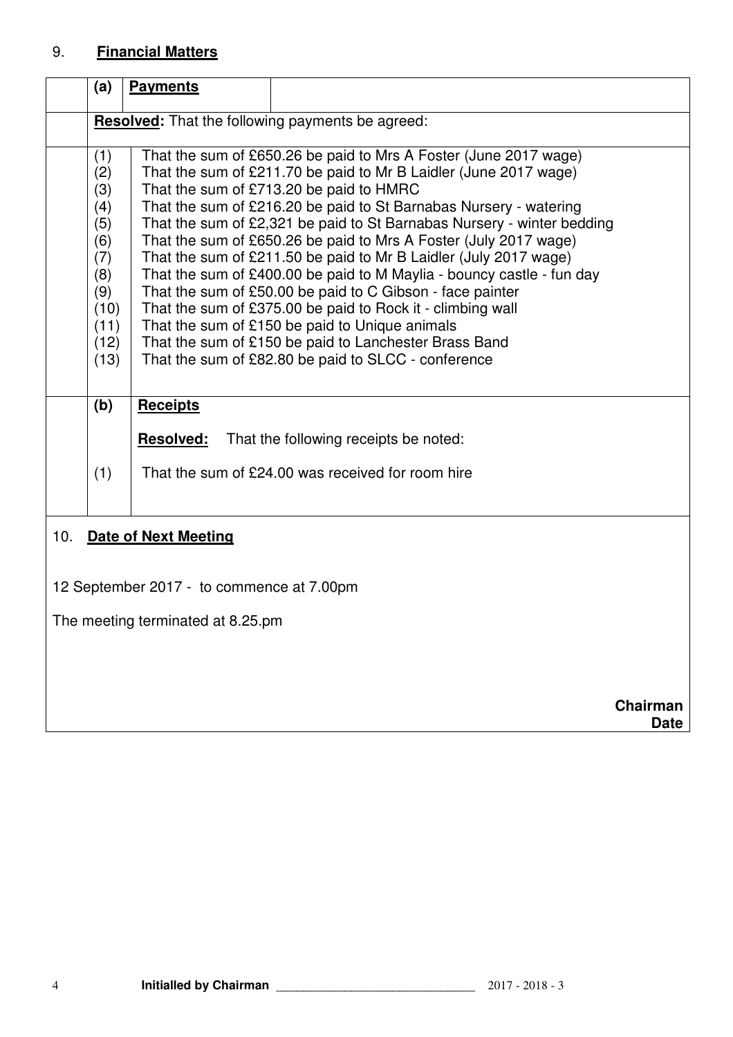## 9. **Financial Matters**

### (a) **Payments**

**Resolved:** That the following payments be agreed:

(1) That the sum of £650.26 be paid to Mrs A Foster (June 2017 wage)
(2) That the sum of £211.70 be paid to Mr B Laidler (June 2017 wage)
(3) That the sum of £713.20 be paid to HMRC
(4) That the sum of £216.20 be paid to St Barnabas Nursery - watering
(5) That the sum of £2,321 be paid to St Barnabas Nursery - winter bedding
(6) That the sum of £650.26 be paid to Mrs A Foster (July 2017 wage)
(7) That the sum of £211.50 be paid to Mr B Laidler (July 2017 wage)
(8) That the sum of £400.00 be paid to M Maylia - bouncy castle - fun day
(9) That the sum of £50.00 be paid to C Gibson - face painter
(10) That the sum of £375.00 be paid to Rock it - climbing wall
(11) That the sum of £150 be paid to Unique animals
(12) That the sum of £150 be paid to Lanchester Brass Band
(13) That the sum of £82.80 be paid to SLCC - conference

### (b) **Receipts**

**Resolved:** That the following receipts be noted:

(1) That the sum of £24.00 was received for room hire

## 10. **Date of Next Meeting**

12 September 2017 - to commence at 7.00pm

The meeting terminated at 8.25.pm

**Chairman**

**Date**

**Initialled by Chairman** ______________________________ 2017 - 2018 - 3